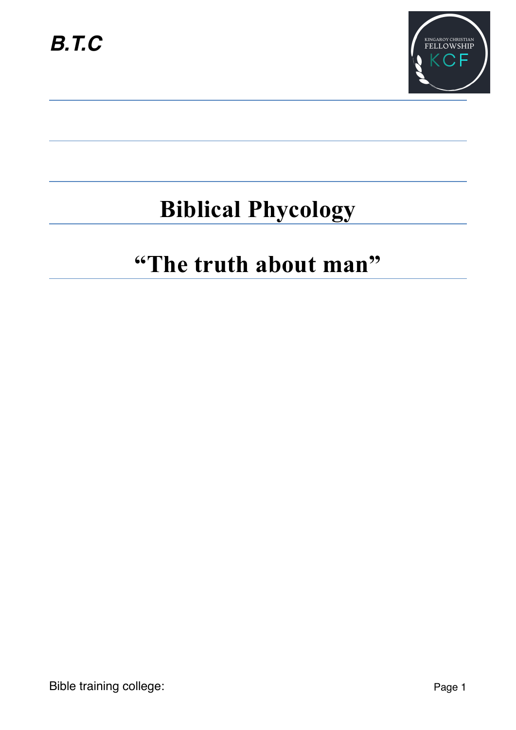***B.T.C***

# Biblical Phycology

## "The truth about man"

Bible training college: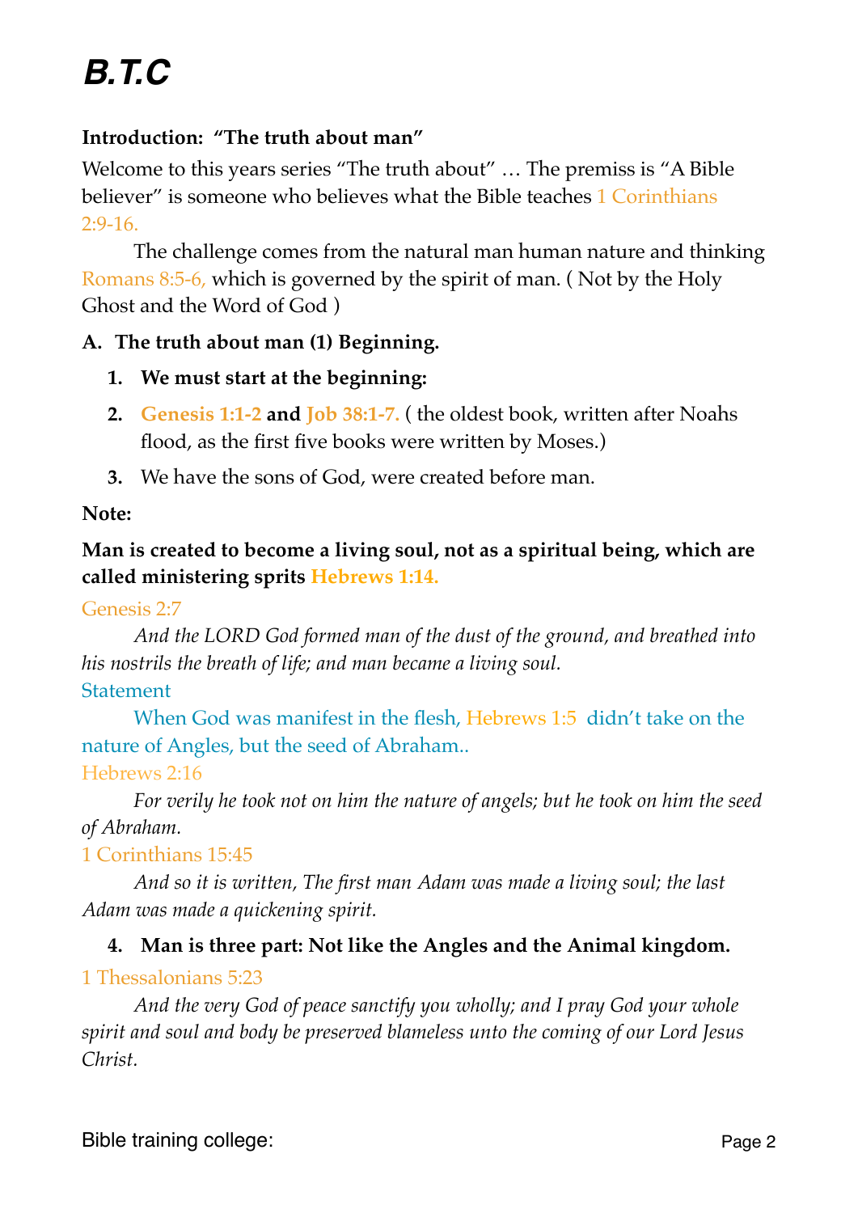# B.T.C

**Introduction: "The truth about man"**

Welcome to this years series "The truth about" … The premiss is "A Bible believer" is someone who believes what the Bible teaches 1 Corinthians 2:9-16.

The challenge comes from the natural man human nature and thinking Romans 8:5-6, which is governed by the spirit of man. ( Not by the Holy Ghost and the Word of God )

**A. The truth about man (1) Beginning.**

1. **We must start at the beginning:**
2. **Genesis 1:1-2 and Job 38:1-7.** ( the oldest book, written after Noahs flood, as the first five books were written by Moses.)
3. We have the sons of God, were created before man.

**Note:**

**Man is created to become a living soul, not as a spiritual being, which are called ministering sprits Hebrews 1:14.**

Genesis 2:7

*And the LORD God formed man of the dust of the ground, and breathed into his nostrils the breath of life; and man became a living soul.*

Statement

When God was manifest in the flesh, Hebrews 1:5 didn't take on the nature of Angles, but the seed of Abraham..

Hebrews 2:16

*For verily he took not on him the nature of angels; but he took on him the seed of Abraham.*

1 Corinthians 15:45

*And so it is written, The first man Adam was made a living soul; the last Adam was made a quickening spirit.*

4. **Man is three part: Not like the Angles and the Animal kingdom.**

1 Thessalonians 5:23

*And the very God of peace sanctify you wholly; and I pray God your whole spirit and soul and body be preserved blameless unto the coming of our Lord Jesus Christ.*

Bible training college: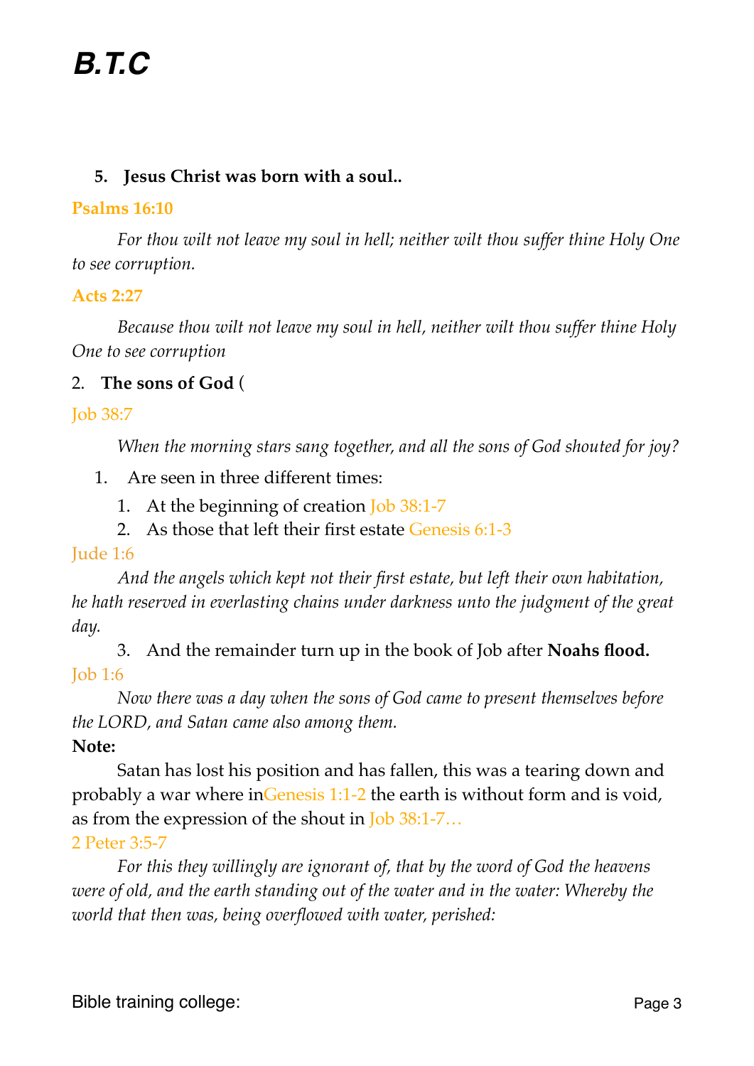5. **Jesus Christ was born with a soul..**

**Psalms 16:10**

*For thou wilt not leave my soul in hell; neither wilt thou suffer thine Holy One to see corruption.*

**Acts 2:27**

*Because thou wilt not leave my soul in hell, neither wilt thou suffer thine Holy One to see corruption*

2. **The sons of God** (

Job 38:7

*When the morning stars sang together, and all the sons of God shouted for joy?*

1. Are seen in three different times:
   1. At the beginning of creation Job 38:1-7
   2. As those that left their first estate Genesis 6:1-3

Jude 1:6

*And the angels which kept not their first estate, but left their own habitation, he hath reserved in everlasting chains under darkness unto the judgment of the great day.*

3. And the remainder turn up in the book of Job after **Noahs flood.**

Job 1:6

*Now there was a day when the sons of God came to present themselves before the LORD, and Satan came also among them.*

**Note:**

Satan has lost his position and has fallen, this was a tearing down and probably a war where inGenesis 1:1-2 the earth is without form and is void, as from the expression of the shout in Job 38:1-7…

2 Peter 3:5-7

*For this they willingly are ignorant of, that by the word of God the heavens were of old, and the earth standing out of the water and in the water: Whereby the world that then was, being overflowed with water, perished:*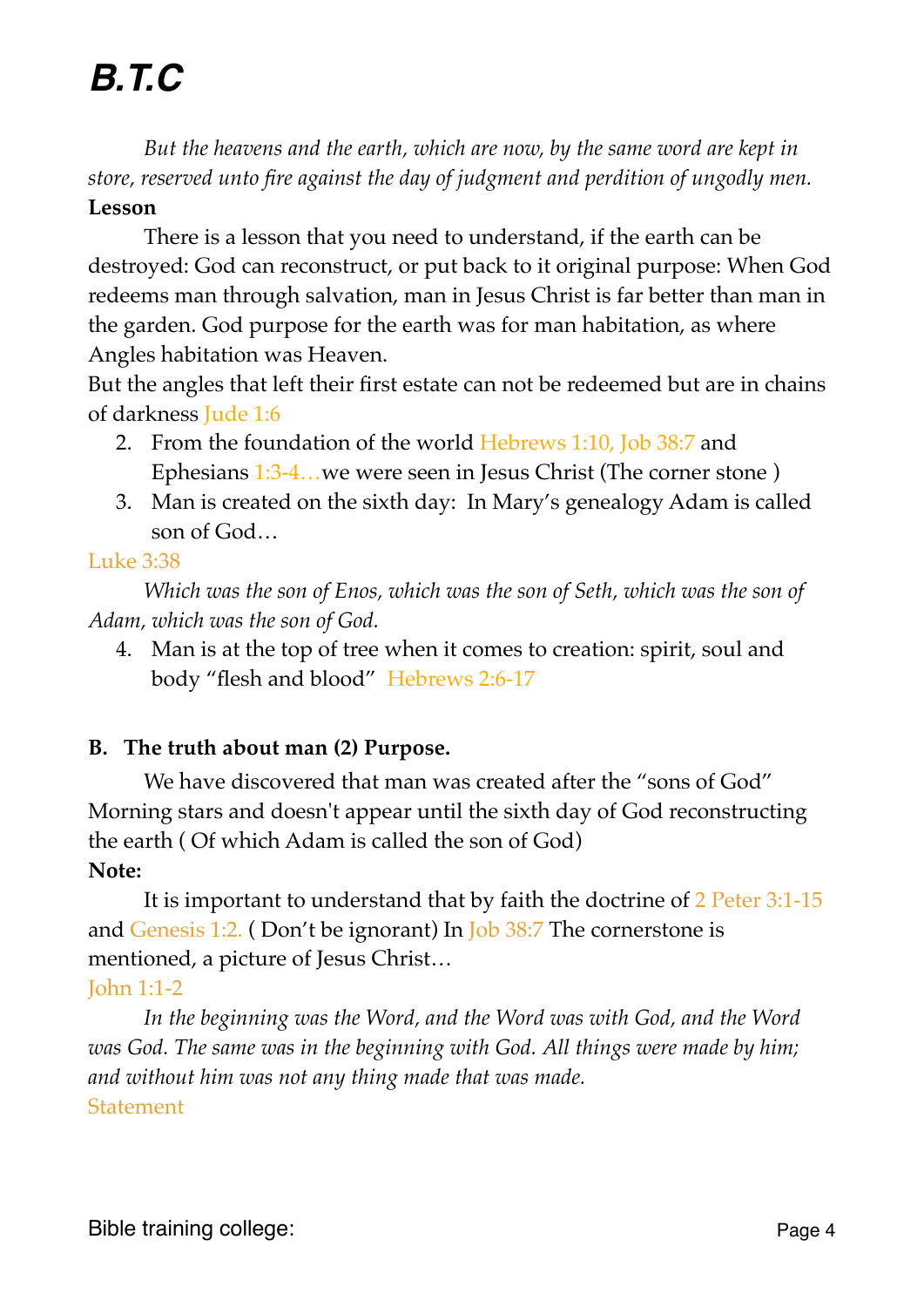*But the heavens and the earth, which are now, by the same word are kept in store, reserved unto fire against the day of judgment and perdition of ungodly men.*

**Lesson**

There is a lesson that you need to understand, if the earth can be destroyed: God can reconstruct, or put back to it original purpose: When God redeems man through salvation, man in Jesus Christ is far better than man in the garden. God purpose for the earth was for man habitation, as where Angles habitation was Heaven.

But the angles that left their first estate can not be redeemed but are in chains of darkness Jude 1:6

2. From the foundation of the world Hebrews 1:10, Job 38:7 and Ephesians 1:3-4…we were seen in Jesus Christ (The corner stone )
3. Man is created on the sixth day: In Mary's genealogy Adam is called son of God…

Luke 3:38

*Which was the son of Enos, which was the son of Seth, which was the son of Adam, which was the son of God.*

4. Man is at the top of tree when it comes to creation: spirit, soul and body "flesh and blood" Hebrews 2:6-17

**B. The truth about man (2) Purpose.**

We have discovered that man was created after the "sons of God" Morning stars and doesn't appear until the sixth day of God reconstructing the earth ( Of which Adam is called the son of God)

**Note:**

It is important to understand that by faith the doctrine of 2 Peter 3:1-15 and Genesis 1:2. ( Don't be ignorant) In Job 38:7 The cornerstone is mentioned, a picture of Jesus Christ…

John 1:1-2

*In the beginning was the Word, and the Word was with God, and the Word was God. The same was in the beginning with God. All things were made by him; and without him was not any thing made that was made.*

Statement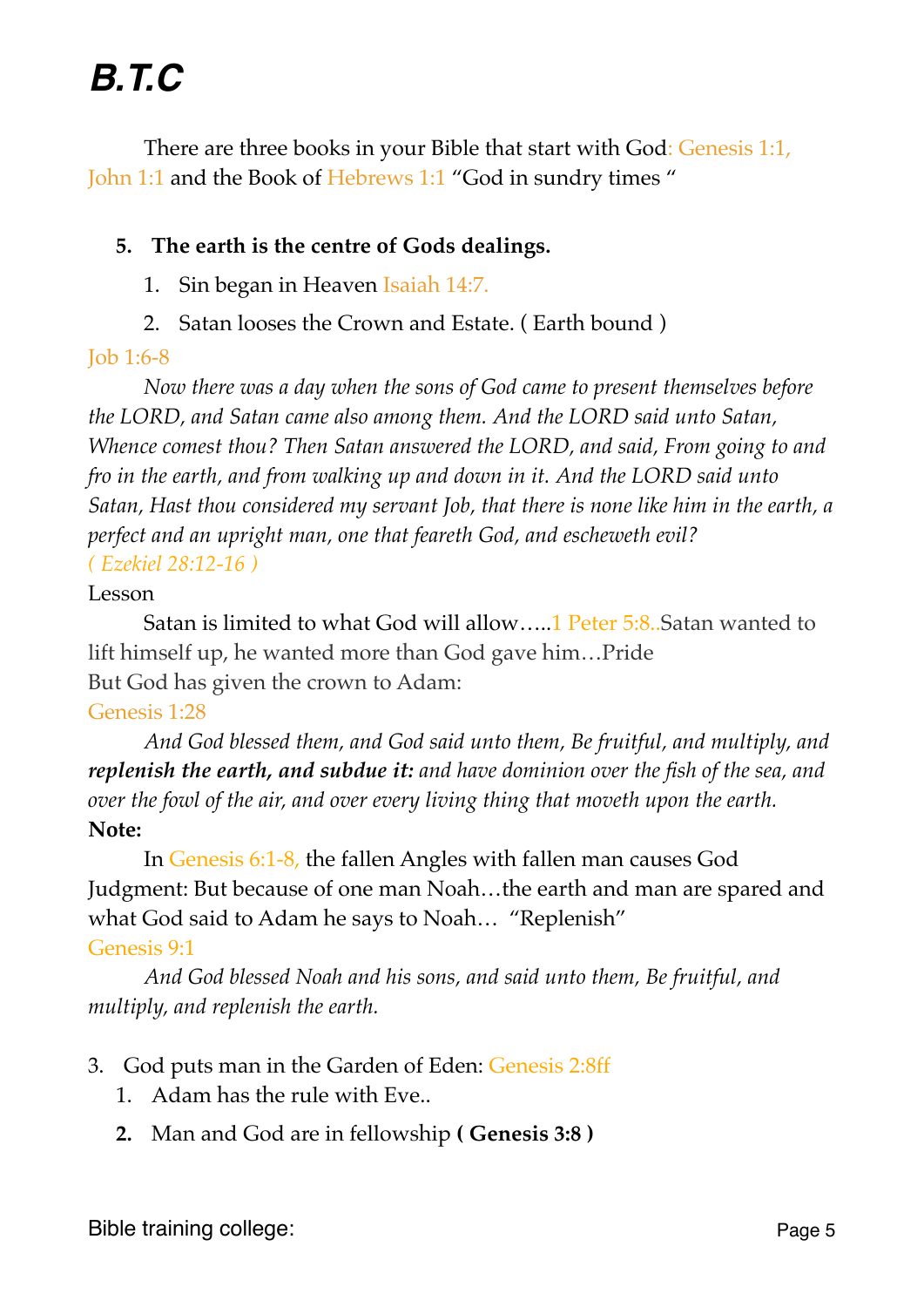# *B.T.C*

There are three books in your Bible that start with God: Genesis 1:1, John 1:1 and the Book of Hebrews 1:1 "God in sundry times "

5. **The earth is the centre of Gods dealings.**
    1. Sin began in Heaven Isaiah 14:7.
    2. Satan looses the Crown and Estate. ( Earth bound )

Job 1:6-8

*Now there was a day when the sons of God came to present themselves before the LORD, and Satan came also among them. And the LORD said unto Satan, Whence comest thou? Then Satan answered the LORD, and said, From going to and fro in the earth, and from walking up and down in it. And the LORD said unto Satan, Hast thou considered my servant Job, that there is none like him in the earth, a perfect and an upright man, one that feareth God, and escheweth evil?*

*( Ezekiel 28:12-16 )*

Lesson

Satan is limited to what God will allow…..1 Peter 5:8..Satan wanted to lift himself up, he wanted more than God gave him…Pride

But God has given the crown to Adam:

Genesis 1:28

*And God blessed them, and God said unto them, Be fruitful, and multiply, and* ***replenish the earth, and subdue it:*** *and have dominion over the fish of the sea, and over the fowl of the air, and over every living thing that moveth upon the earth.*

**Note:**

In Genesis 6:1-8, the fallen Angles with fallen man causes God Judgment: But because of one man Noah…the earth and man are spared and what God said to Adam he says to Noah… "Replenish"

Genesis 9:1

*And God blessed Noah and his sons, and said unto them, Be fruitful, and multiply, and replenish the earth.*

3. God puts man in the Garden of Eden: Genesis 2:8ff
    1. Adam has the rule with Eve..
    2. Man and God are in fellowship **( Genesis 3:8 )**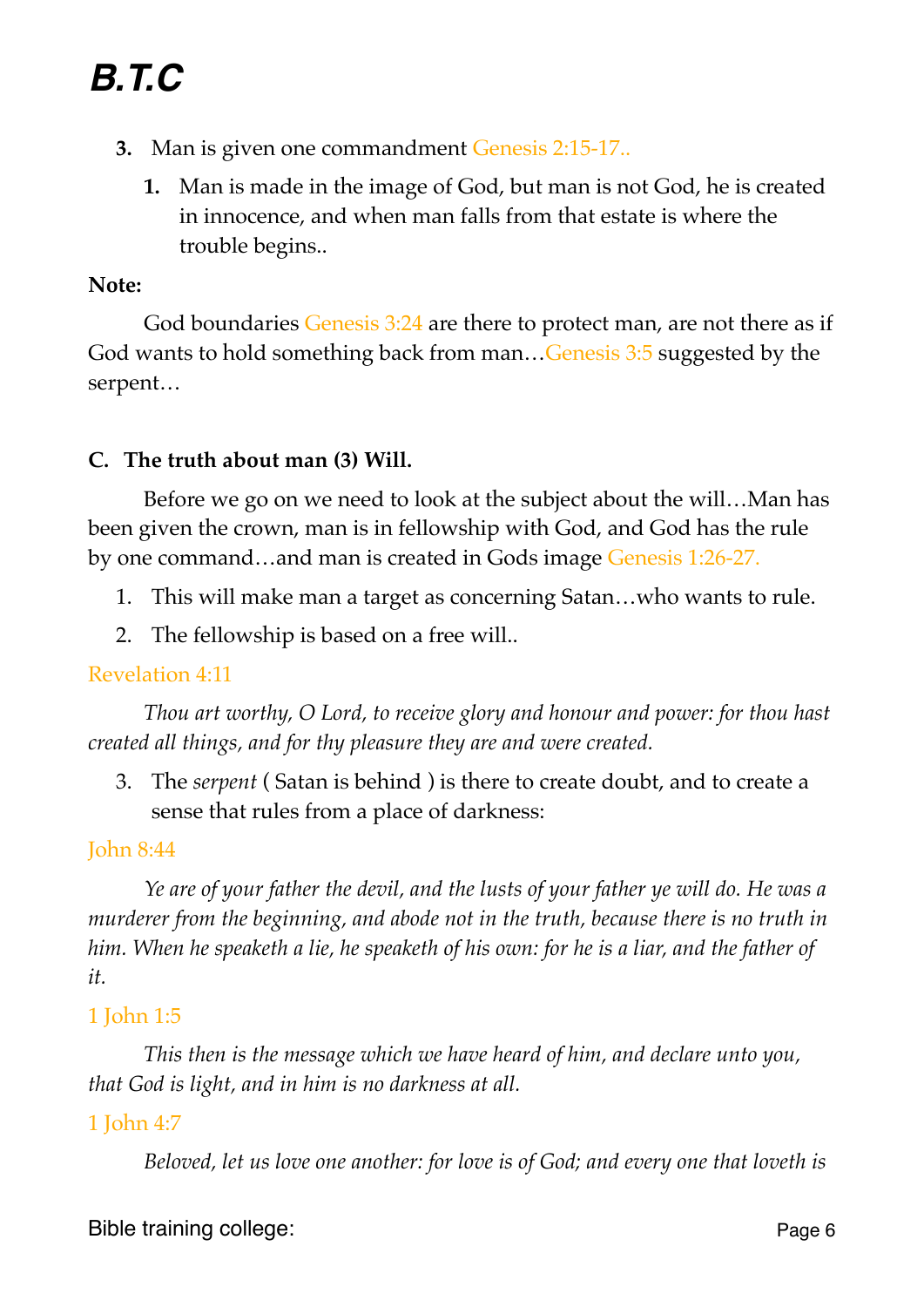3. Man is given one commandment Genesis 2:15-17..
    1. Man is made in the image of God, but man is not God, he is created in innocence, and when man falls from that estate is where the trouble begins..

**Note:**

God boundaries Genesis 3:24 are there to protect man, are not there as if God wants to hold something back from man…Genesis 3:5 suggested by the serpent…

**C. The truth about man (3) Will.**

Before we go on we need to look at the subject about the will…Man has been given the crown, man is in fellowship with God, and God has the rule by one command…and man is created in Gods image Genesis 1:26-27.

1. This will make man a target as concerning Satan…who wants to rule.
2. The fellowship is based on a free will..

Revelation 4:11

*Thou art worthy, O Lord, to receive glory and honour and power: for thou hast created all things, and for thy pleasure they are and were created.*

3. The *serpent* ( Satan is behind ) is there to create doubt, and to create a sense that rules from a place of darkness:

John 8:44

*Ye are of your father the devil, and the lusts of your father ye will do. He was a murderer from the beginning, and abode not in the truth, because there is no truth in him. When he speaketh a lie, he speaketh of his own: for he is a liar, and the father of it.*

1 John 1:5

*This then is the message which we have heard of him, and declare unto you, that God is light, and in him is no darkness at all.*

1 John 4:7

*Beloved, let us love one another: for love is of God; and every one that loveth is*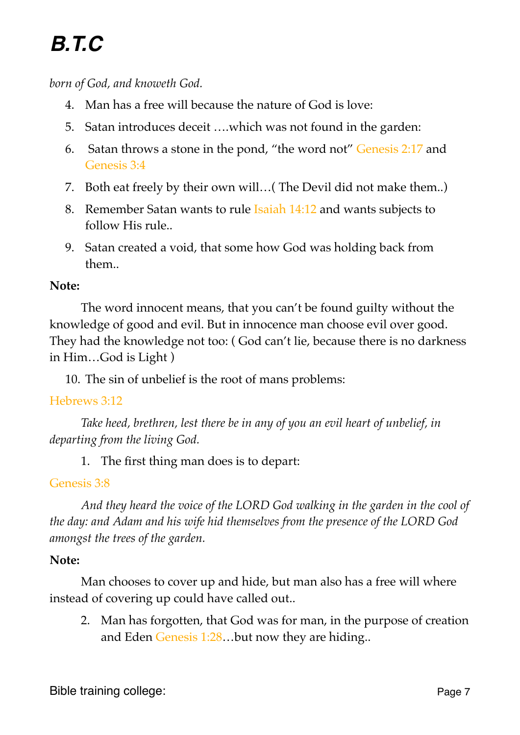*born of God, and knoweth God.*

4. Man has a free will because the nature of God is love:
5. Satan introduces deceit ….which was not found in the garden:
6. Satan throws a stone in the pond, "the word not" Genesis 2:17 and Genesis 3:4
7. Both eat freely by their own will…( The Devil did not make them..)
8. Remember Satan wants to rule Isaiah 14:12 and wants subjects to follow His rule..
9. Satan created a void, that some how God was holding back from them..

**Note:**

The word innocent means, that you can't be found guilty without the knowledge of good and evil. But in innocence man choose evil over good. They had the knowledge not too: ( God can't lie, because there is no darkness in Him…God is Light )

10. The sin of unbelief is the root of mans problems:

Hebrews 3:12

*Take heed, brethren, lest there be in any of you an evil heart of unbelief, in departing from the living God.*

1. The first thing man does is to depart:

Genesis 3:8

*And they heard the voice of the LORD God walking in the garden in the cool of the day: and Adam and his wife hid themselves from the presence of the LORD God amongst the trees of the garden.*

**Note:**

Man chooses to cover up and hide, but man also has a free will where instead of covering up could have called out..

2. Man has forgotten, that God was for man, in the purpose of creation and Eden Genesis 1:28…but now they are hiding..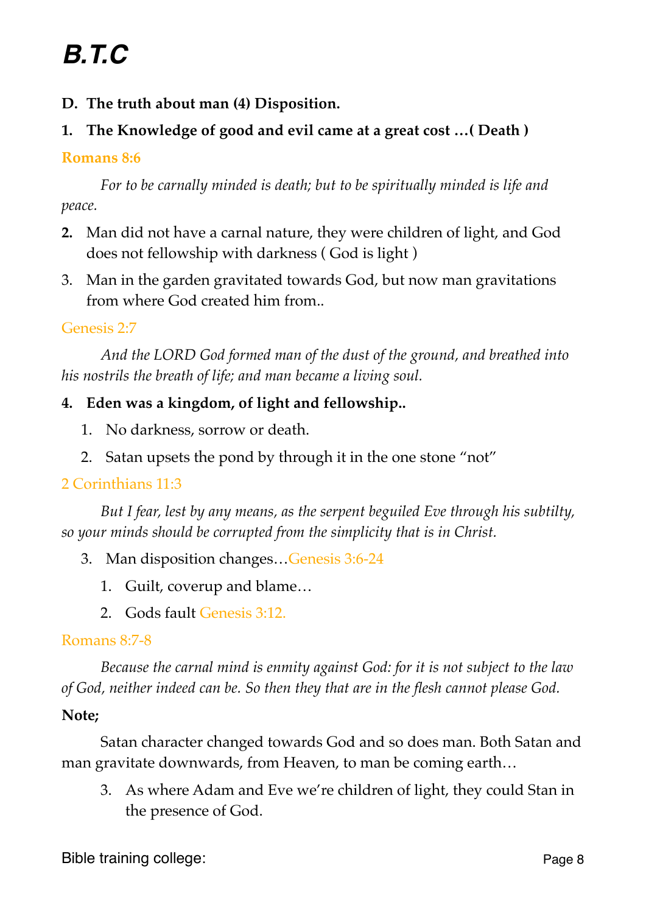**D. The truth about man (4) Disposition.**

**1. The Knowledge of good and evil came at a great cost …( Death )**

**Romans 8:6**

*For to be carnally minded is death; but to be spiritually minded is life and peace.*

**2.** Man did not have a carnal nature, they were children of light, and God does not fellowship with darkness ( God is light )

3. Man in the garden gravitated towards God, but now man gravitations from where God created him from..

Genesis 2:7

*And the LORD God formed man of the dust of the ground, and breathed into his nostrils the breath of life; and man became a living soul.*

**4. Eden was a kingdom, of light and fellowship..**

1. No darkness, sorrow or death.
2. Satan upsets the pond by through it in the one stone “not”

2 Corinthians 11:3

*But I fear, lest by any means, as the serpent beguiled Eve through his subtilty, so your minds should be corrupted from the simplicity that is in Christ.*

3. Man disposition changes…Genesis 3:6-24
    1. Guilt, coverup and blame…
    2. Gods fault Genesis 3:12.

Romans 8:7-8

*Because the carnal mind is enmity against God: for it is not subject to the law of God, neither indeed can be. So then they that are in the flesh cannot please God.*

**Note;**

Satan character changed towards God and so does man. Both Satan and man gravitate downwards, from Heaven, to man be coming earth…

3. As where Adam and Eve we’re children of light, they could Stan in the presence of God.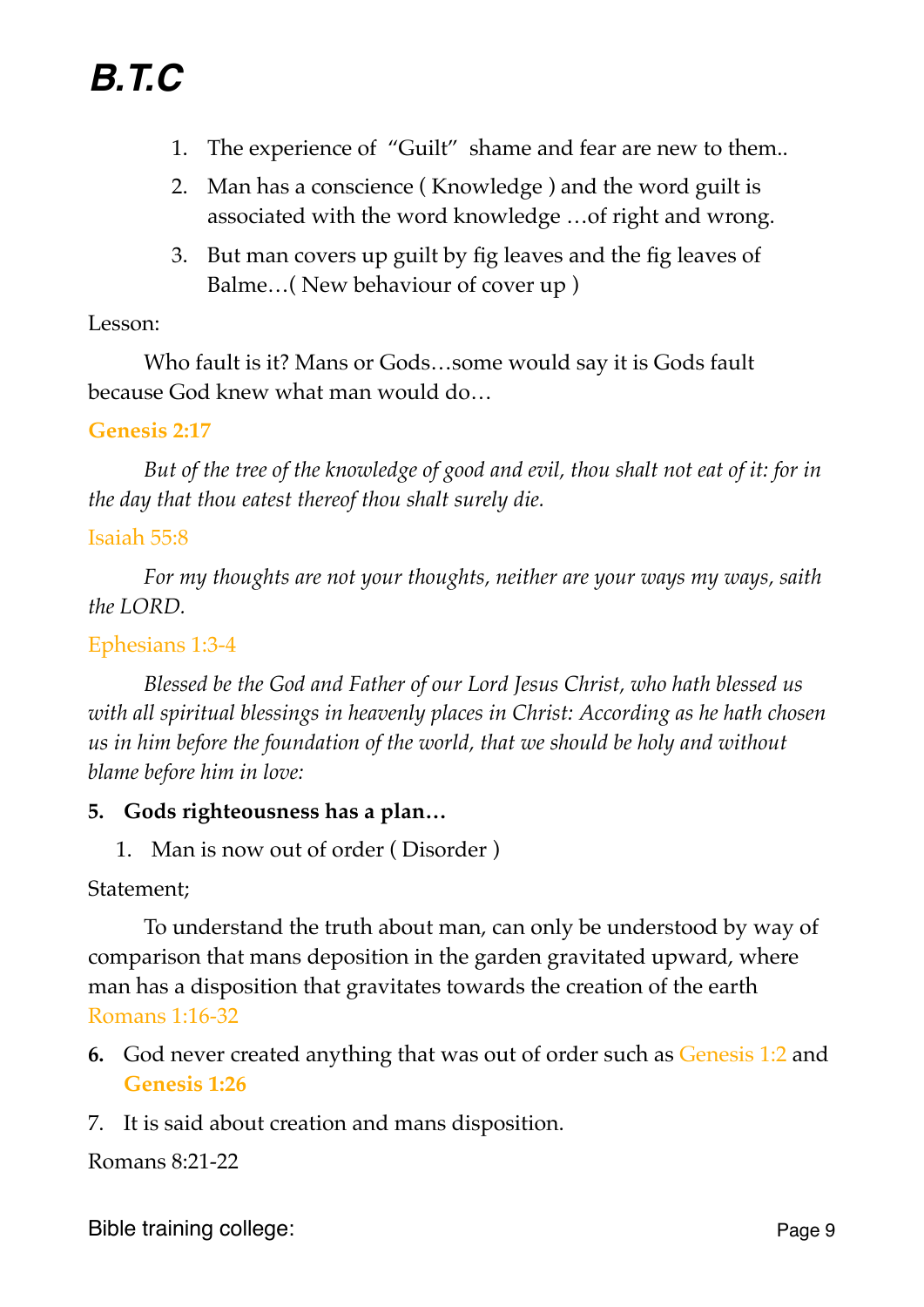1. The experience of  "Guilt"  shame and fear are new to them..
2. Man has a conscience ( Knowledge ) and the word guilt is associated with the word knowledge …of right and wrong.
3. But man covers up guilt by fig leaves and the fig leaves of Balme…( New behaviour of cover up )

Lesson:

Who fault is it? Mans or Gods…some would say it is Gods fault because God knew what man would do…

**Genesis 2:17**

*But of the tree of the knowledge of good and evil, thou shalt not eat of it: for in the day that thou eatest thereof thou shalt surely die.*

Isaiah 55:8

*For my thoughts are not your thoughts, neither are your ways my ways, saith the LORD.*

Ephesians 1:3-4

*Blessed be the God and Father of our Lord Jesus Christ, who hath blessed us with all spiritual blessings in heavenly places in Christ: According as he hath chosen us in him before the foundation of the world, that we should be holy and without blame before him in love:*

5. **Gods righteousness has a plan…**
    1. Man is now out of order ( Disorder )

Statement;

To understand the truth about man, can only be understood by way of comparison that mans deposition in the garden gravitated upward, where man has a disposition that gravitates towards the creation of the earth Romans 1:16-32

6. God never created anything that was out of order such as Genesis 1:2 and **Genesis 1:26**
7. It is said about creation and mans disposition.

Romans 8:21-22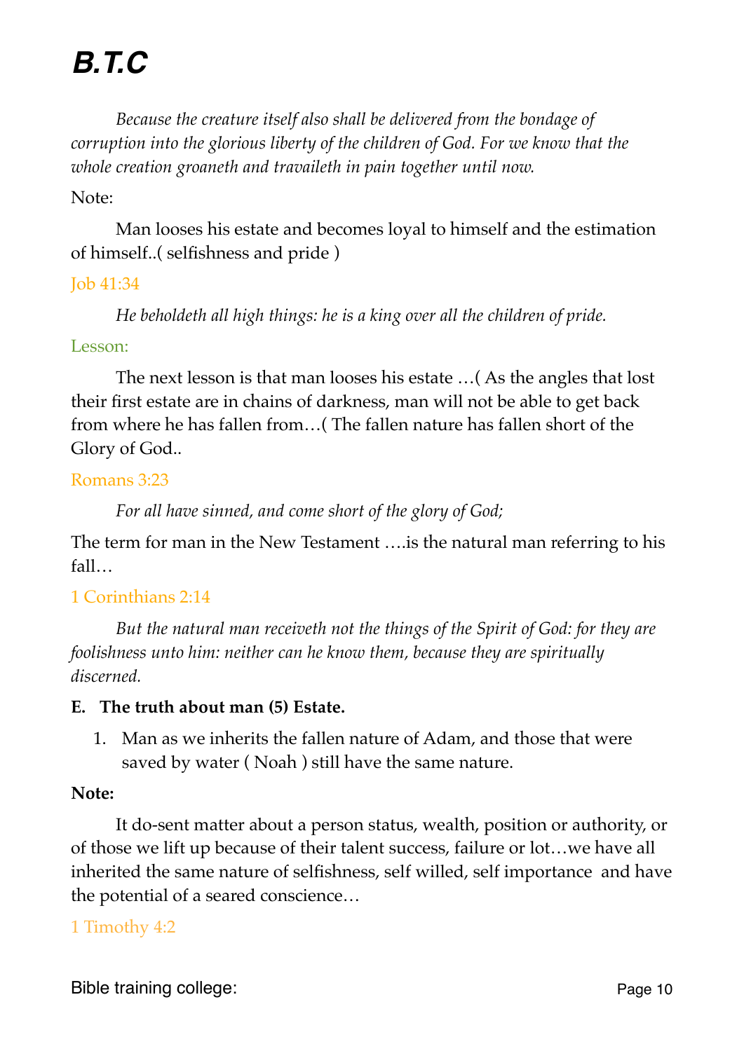# B.T.C

*Because the creature itself also shall be delivered from the bondage of corruption into the glorious liberty of the children of God. For we know that the whole creation groaneth and travaileth in pain together until now.*

Note:

Man looses his estate and becomes loyal to himself and the estimation of himself..( selfishness and pride )

Job 41:34

*He beholdeth all high things: he is a king over all the children of pride.*

Lesson:

The next lesson is that man looses his estate …( As the angles that lost their first estate are in chains of darkness, man will not be able to get back from where he has fallen from…( The fallen nature has fallen short of the Glory of God..

Romans 3:23

*For all have sinned, and come short of the glory of God;*

The term for man in the New Testament ….is the natural man referring to his fall…

1 Corinthians 2:14

*But the natural man receiveth not the things of the Spirit of God: for they are foolishness unto him: neither can he know them, because they are spiritually discerned.*

**E. The truth about man (5) Estate.**

1. Man as we inherits the fallen nature of Adam, and those that were saved by water ( Noah ) still have the same nature.

**Note:**

It do-sent matter about a person status, wealth, position or authority, or of those we lift up because of their talent success, failure or lot…we have all inherited the same nature of selfishness, self willed, self importance and have the potential of a seared conscience…

1 Timothy 4:2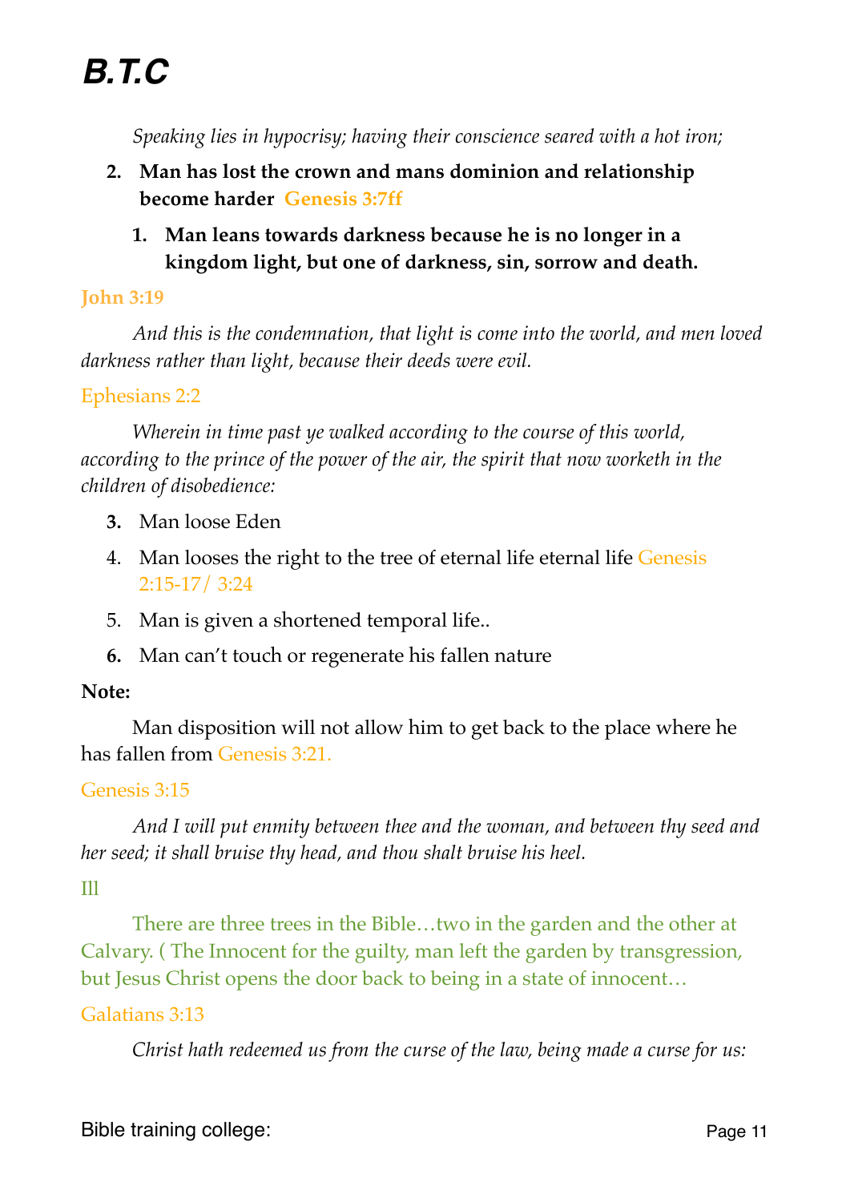*Speaking lies in hypocrisy; having their conscience seared with a hot iron;*

2. **Man has lost the crown and mans dominion and relationship become harder Genesis 3:7ff**
    1. **Man leans towards darkness because he is no longer in a kingdom light, but one of darkness, sin, sorrow and death.**

John 3:19

*And this is the condemnation, that light is come into the world, and men loved darkness rather than light, because their deeds were evil.*

Ephesians 2:2

*Wherein in time past ye walked according to the course of this world, according to the prince of the power of the air, the spirit that now worketh in the children of disobedience:*

3. Man loose Eden
4. Man looses the right to the tree of eternal life eternal life Genesis 2:15-17/ 3:24
5. Man is given a shortened temporal life..
6. Man can't touch or regenerate his fallen nature

**Note:**

Man disposition will not allow him to get back to the place where he has fallen from Genesis 3:21.

Genesis 3:15

*And I will put enmity between thee and the woman, and between thy seed and her seed; it shall bruise thy head, and thou shalt bruise his heel.*

Ill

There are three trees in the Bible…two in the garden and the other at Calvary. ( The Innocent for the guilty, man left the garden by transgression, but Jesus Christ opens the door back to being in a state of innocent…

Galatians 3:13

*Christ hath redeemed us from the curse of the law, being made a curse for us:*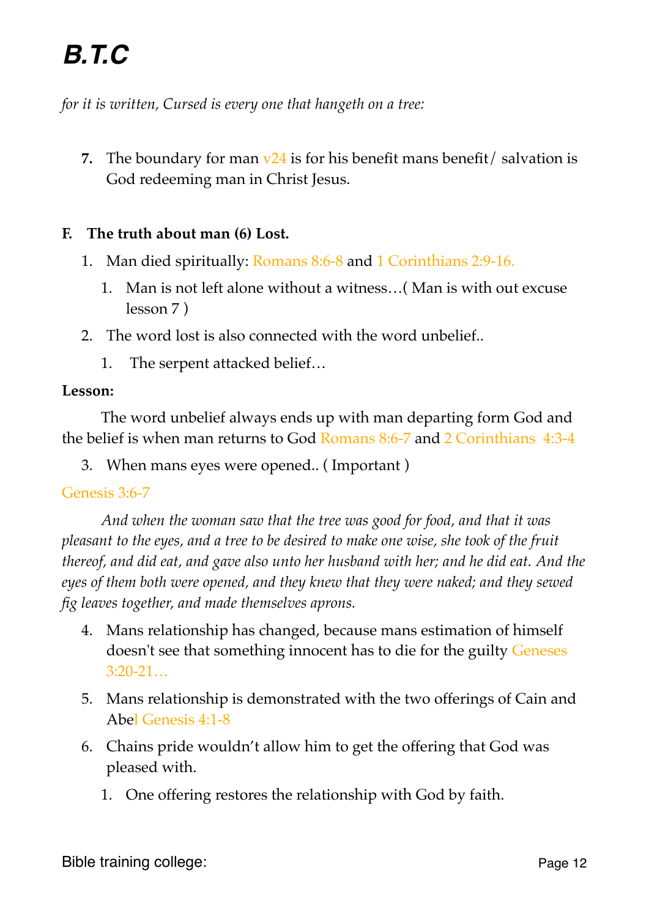*for it is written, Cursed is every one that hangeth on a tree:*

7. The boundary for man v24 is for his benefit mans benefit/ salvation is God redeeming man in Christ Jesus.

**F. The truth about man (6) Lost.**

1. Man died spiritually: Romans 8:6-8 and 1 Corinthians 2:9-16.
    1. Man is not left alone without a witness…( Man is with out excuse lesson 7 )
2. The word lost is also connected with the word unbelief..
    1. The serpent attacked belief…

**Lesson:**

The word unbelief always ends up with man departing form God and the belief is when man returns to God Romans 8:6-7 and 2 Corinthians 4:3-4

3. When mans eyes were opened.. ( Important )

Genesis 3:6-7

*And when the woman saw that the tree was good for food, and that it was pleasant to the eyes, and a tree to be desired to make one wise, she took of the fruit thereof, and did eat, and gave also unto her husband with her; and he did eat. And the eyes of them both were opened, and they knew that they were naked; and they sewed fig leaves together, and made themselves aprons.*

4. Mans relationship has changed, because mans estimation of himself doesn't see that something innocent has to die for the guilty Geneses 3:20-21…
5. Mans relationship is demonstrated with the two offerings of Cain and Abel Genesis 4:1-8
6. Chains pride wouldn't allow him to get the offering that God was pleased with.
    1. One offering restores the relationship with God by faith.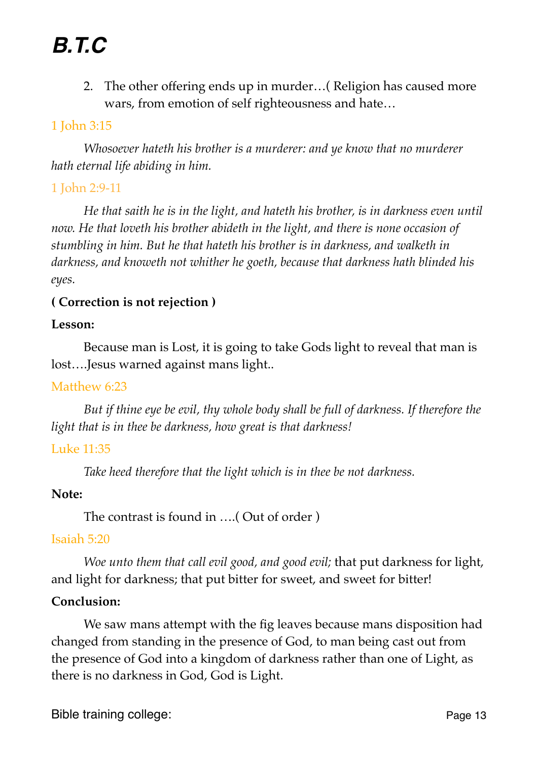2. The other offering ends up in murder…( Religion has caused more wars, from emotion of self righteousness and hate…

1 John 3:15

*Whosoever hateth his brother is a murderer: and ye know that no murderer hath eternal life abiding in him.*

1 John 2:9-11

*He that saith he is in the light, and hateth his brother, is in darkness even until now. He that loveth his brother abideth in the light, and there is none occasion of stumbling in him. But he that hateth his brother is in darkness, and walketh in darkness, and knoweth not whither he goeth, because that darkness hath blinded his eyes.*

**( Correction is not rejection )**

**Lesson:**

Because man is Lost, it is going to take Gods light to reveal that man is lost….Jesus warned against mans light..

Matthew 6:23

*But if thine eye be evil, thy whole body shall be full of darkness. If therefore the light that is in thee be darkness, how great is that darkness!*

Luke 11:35

*Take heed therefore that the light which is in thee be not darkness.*

**Note:**

The contrast is found in ….( Out of order )

Isaiah 5:20

*Woe unto them that call evil good, and good evil;* that put darkness for light, and light for darkness; that put bitter for sweet, and sweet for bitter!

**Conclusion:**

We saw mans attempt with the fig leaves because mans disposition had changed from standing in the presence of God, to man being cast out from the presence of God into a kingdom of darkness rather than one of Light, as there is no darkness in God, God is Light.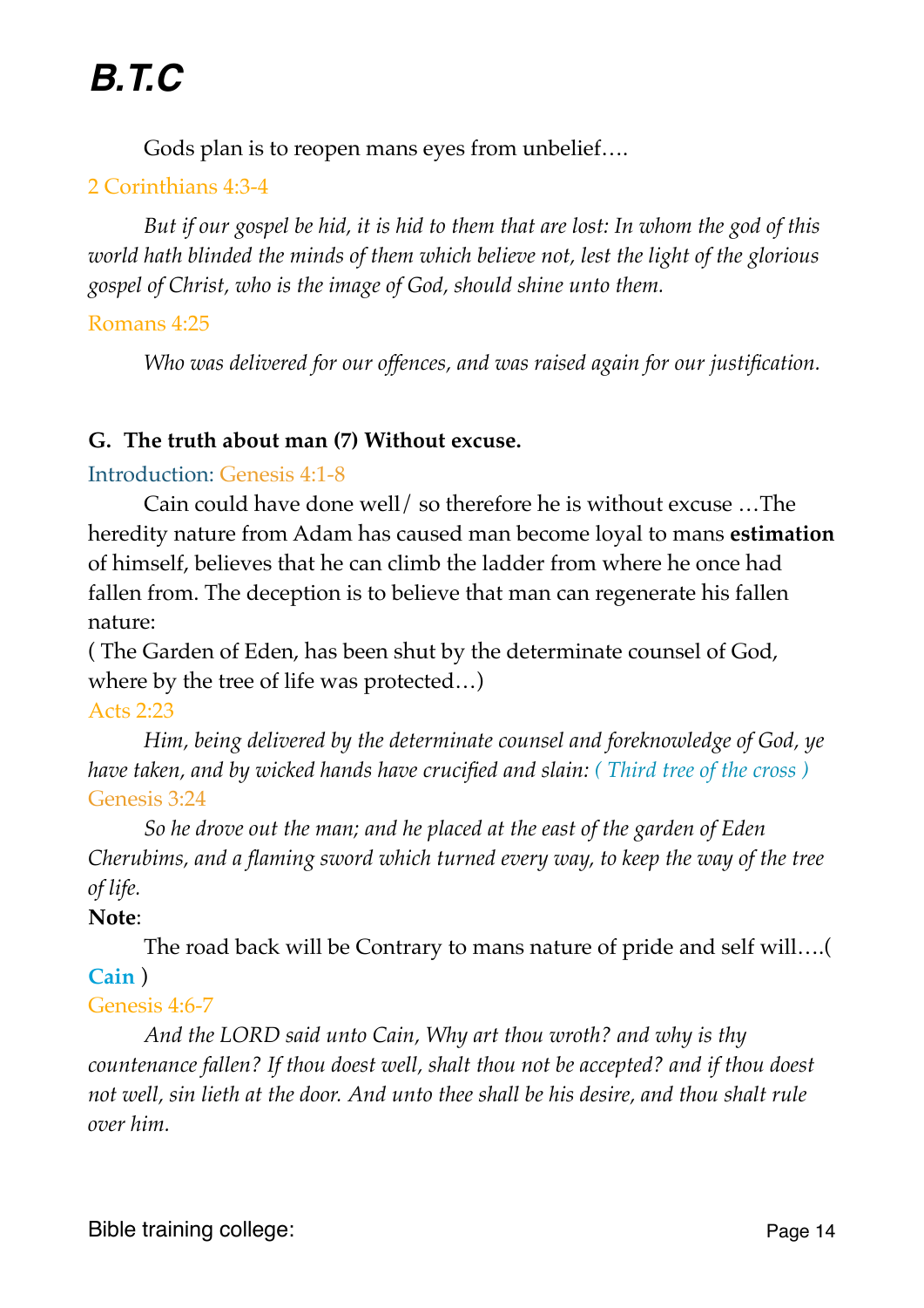Gods plan is to reopen mans eyes from unbelief….

2 Corinthians 4:3-4

*But if our gospel be hid, it is hid to them that are lost: In whom the god of this world hath blinded the minds of them which believe not, lest the light of the glorious gospel of Christ, who is the image of God, should shine unto them.*

Romans 4:25

*Who was delivered for our offences, and was raised again for our justification.*

**G. The truth about man (7) Without excuse.**

Introduction: Genesis 4:1-8

Cain could have done well/ so therefore he is without excuse …The heredity nature from Adam has caused man become loyal to mans **estimation** of himself, believes that he can climb the ladder from where he once had fallen from. The deception is to believe that man can regenerate his fallen nature:

( The Garden of Eden, has been shut by the determinate counsel of God, where by the tree of life was protected…)

Acts 2:23

*Him, being delivered by the determinate counsel and foreknowledge of God, ye have taken, and by wicked hands have crucified and slain:* ( Third tree of the cross )

Genesis 3:24

*So he drove out the man; and he placed at the east of the garden of Eden Cherubims, and a flaming sword which turned every way, to keep the way of the tree of life.*

**Note**:

The road back will be Contrary to mans nature of pride and self will….( **Cain** )

Genesis 4:6-7

*And the LORD said unto Cain, Why art thou wroth? and why is thy countenance fallen? If thou doest well, shalt thou not be accepted? and if thou doest not well, sin lieth at the door. And unto thee shall be his desire, and thou shalt rule over him.*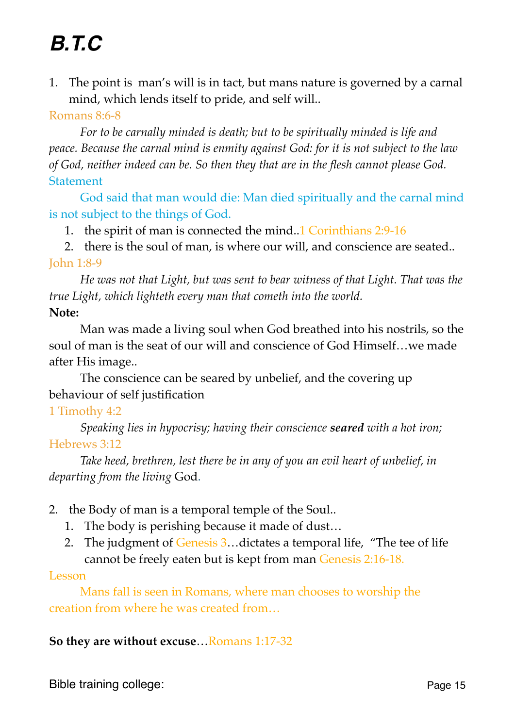# B.T.C

1. The point is  man's will is in tact, but mans nature is governed by a carnal mind, which lends itself to pride, and self will..

Romans 8:6-8

*For to be carnally minded is death; but to be spiritually minded is life and peace. Because the carnal mind is enmity against God: for it is not subject to the law of God, neither indeed can be. So then they that are in the flesh cannot please God.*

Statement

God said that man would die: Man died spiritually and the carnal mind is not subject to the things of God.

1. the spirit of man is connected the mind..1 Corinthians 2:9-16
2. there is the soul of man, is where our will, and conscience are seated..

John 1:8-9

*He was not that Light, but was sent to bear witness of that Light. That was the true Light, which lighteth every man that cometh into the world.*

**Note:**

Man was made a living soul when God breathed into his nostrils, so the soul of man is the seat of our will and conscience of God Himself…we made after His image..

The conscience can be seared by unbelief, and the covering up behaviour of self justification

1 Timothy 4:2

*Speaking lies in hypocrisy; having their conscience* ***seared*** *with a hot iron;*

Hebrews 3:12

*Take heed, brethren, lest there be in any of you an evil heart of unbelief, in departing from the living* God.

2. the Body of man is a temporal temple of the Soul..
   1. The body is perishing because it made of dust…
   2. The judgment of Genesis 3…dictates a temporal life,  "The tee of life cannot be freely eaten but is kept from man Genesis 2:16-18.

Lesson

Mans fall is seen in Romans, where man chooses to worship the creation from where he was created from…

**So they are without excuse**…Romans 1:17-32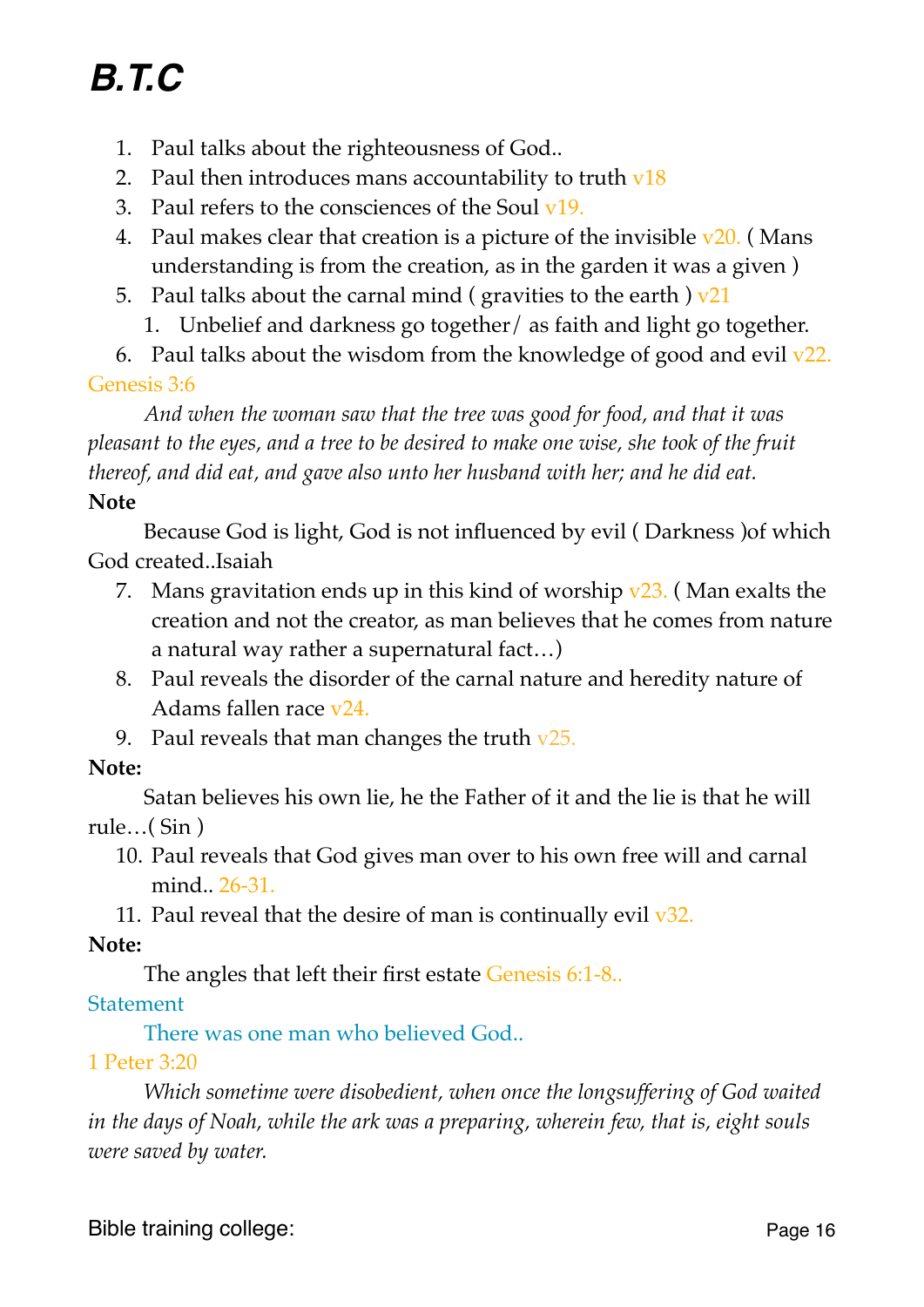# *B.T.C*

1. Paul talks about the righteousness of God..
2. Paul then introduces mans accountability to truth v18
3. Paul refers to the consciences of the Soul v19.
4. Paul makes clear that creation is a picture of the invisible v20. ( Mans understanding is from the creation, as in the garden it was a given )
5. Paul talks about the carnal mind ( gravities to the earth ) v21
    1. Unbelief and darkness go together/ as faith and light go together.
6. Paul talks about the wisdom from the knowledge of good and evil v22.

Genesis 3:6

*And when the woman saw that the tree was good for food, and that it was pleasant to the eyes, and a tree to be desired to make one wise, she took of the fruit thereof, and did eat, and gave also unto her husband with her; and he did eat.*

**Note**

Because God is light, God is not influenced by evil ( Darkness )of which God created..Isaiah

7. Mans gravitation ends up in this kind of worship v23. ( Man exalts the creation and not the creator, as man believes that he comes from nature a natural way rather a supernatural fact…)
8. Paul reveals the disorder of the carnal nature and heredity nature of Adams fallen race v24.
9. Paul reveals that man changes the truth v25.

**Note:**

Satan believes his own lie, he the Father of it and the lie is that he will rule…( Sin )

10. Paul reveals that God gives man over to his own free will and carnal mind.. 26-31.
11. Paul reveal that the desire of man is continually evil v32.

**Note:**

The angles that left their first estate Genesis 6:1-8..

Statement

There was one man who believed God..

1 Peter 3:20

*Which sometime were disobedient, when once the longsuffering of God waited in the days of Noah, while the ark was a preparing, wherein few, that is, eight souls were saved by water.*